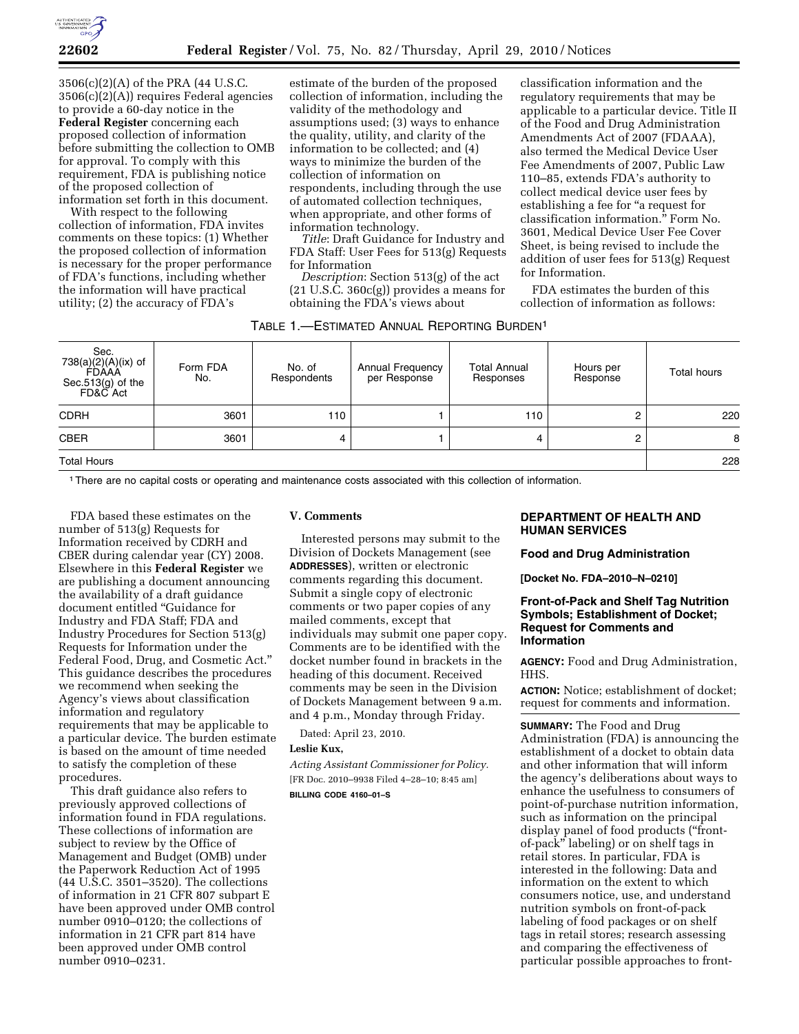3506(c)(2)(A) of the PRA (44 U.S.C. 3506(c)(2)(A)) requires Federal agencies to provide a 60-day notice in the **Federal Register** concerning each proposed collection of information before submitting the collection to OMB for approval. To comply with this requirement, FDA is publishing notice of the proposed collection of information set forth in this document.

With respect to the following collection of information, FDA invites comments on these topics: (1) Whether the proposed collection of information is necessary for the proper performance of FDA's functions, including whether the information will have practical utility; (2) the accuracy of FDA's estimate of the burden of the proposed collection of information, including the validity of the methodology and assumptions used; (3) ways to enhance the quality, utility, and clarity of the information to be collected; and (4) ways to minimize the burden of the collection of information on respondents, including through the use of automated collection techniques, when appropriate, and other forms of information technology.

*Title*: Draft Guidance for Industry and FDA Staff: User Fees for 513(g) Requests for Information

*Description*: Section 513(g) of the act (21 U.S.C. 360c(g)) provides a means for obtaining the FDA's views about classification information and the regulatory requirements that may be applicable to a particular device. Title II of the Food and Drug Administration Amendments Act of 2007 (FDAAA), also termed the Medical Device User Fee Amendments of 2007, Public Law 110–85, extends FDA's authority to collect medical device user fees by establishing a fee for "a request for classification information." Form No. 3601, Medical Device User Fee Cover Sheet, is being revised to include the addition of user fees for 513(g) Request for Information.

FDA estimates the burden of this collection of information as follows:

TABLE 1.—ESTIMATED ANNUAL REPORTING BURDEN[1]

| Sec. 738(a)(2)(A)(ix) of FDAAA Sec.513(g) of the FD&C Act | Form FDA No. | No. of Respondents | Annual Frequency per Response | Total Annual Responses | Hours per Response | Total hours |
|---|---|---|---|---|---|---|
| CDRH | 3601 | 110 | 1 | 110 | 2 | 220 |
| CBER | 3601 | 4 | 1 | 4 | 2 | 8 |
| Total Hours | | | | | | 228 |

[1] There are no capital costs or operating and maintenance costs associated with this collection of information.

FDA based these estimates on the number of 513(g) Requests for Information received by CDRH and CBER during calendar year (CY) 2008. Elsewhere in this **Federal Register** we are publishing a document announcing the availability of a draft guidance document entitled "Guidance for Industry and FDA Staff; FDA and Industry Procedures for Section 513(g) Requests for Information under the Federal Food, Drug, and Cosmetic Act." This guidance describes the procedures we recommend when seeking the Agency's views about classification information and regulatory requirements that may be applicable to a particular device. The burden estimate is based on the amount of time needed to satisfy the completion of these procedures.

This draft guidance also refers to previously approved collections of information found in FDA regulations. These collections of information are subject to review by the Office of Management and Budget (OMB) under the Paperwork Reduction Act of 1995 (44 U.S.C. 3501–3520). The collections of information in 21 CFR 807 subpart E have been approved under OMB control number 0910–0120; the collections of information in 21 CFR part 814 have been approved under OMB control number 0910–0231.

**V. Comments**

Interested persons may submit to the Division of Dockets Management (see **ADDRESSES**), written or electronic comments regarding this document. Submit a single copy of electronic comments or two paper copies of any mailed comments, except that individuals may submit one paper copy. Comments are to be identified with the docket number found in brackets in the heading of this document. Received comments may be seen in the Division of Dockets Management between 9 a.m. and 4 p.m., Monday through Friday.

Dated: April 23, 2010.

**Leslie Kux,**

*Acting Assistant Commissioner for Policy.*

[FR Doc. 2010–9938 Filed 4–28–10; 8:45 am]

**BILLING CODE 4160–01–S**

## DEPARTMENT OF HEALTH AND HUMAN SERVICES

### Food and Drug Administration

**[Docket No. FDA–2010–N–0210]**

### Front-of-Pack and Shelf Tag Nutrition Symbols; Establishment of Docket; Request for Comments and Information

**AGENCY:** Food and Drug Administration, HHS.

**ACTION:** Notice; establishment of docket; request for comments and information.

**SUMMARY:** The Food and Drug Administration (FDA) is announcing the establishment of a docket to obtain data and other information that will inform the agency's deliberations about ways to enhance the usefulness to consumers of point-of-purchase nutrition information, such as information on the principal display panel of food products ("front-of-pack" labeling) or on shelf tags in retail stores. In particular, FDA is interested in the following: Data and information on the extent to which consumers notice, use, and understand nutrition symbols on front-of-pack labeling of food packages or on shelf tags in retail stores; research assessing and comparing the effectiveness of particular possible approaches to front-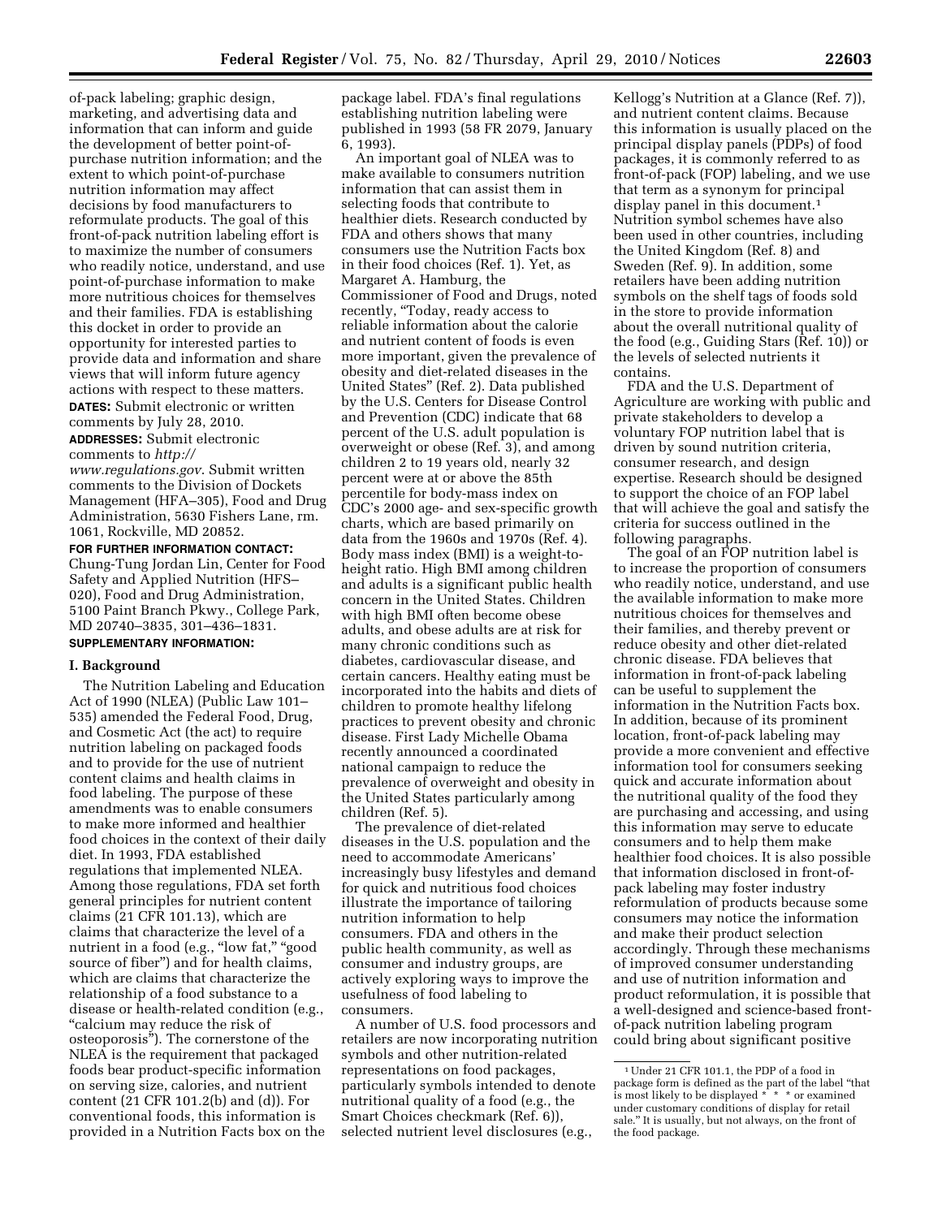of-pack labeling; graphic design, marketing, and advertising data and information that can inform and guide the development of better point-of-purchase nutrition information; and the extent to which point-of-purchase nutrition information may affect decisions by food manufacturers to reformulate products. The goal of this front-of-pack nutrition labeling effort is to maximize the number of consumers who readily notice, understand, and use point-of-purchase information to make more nutritious choices for themselves and their families. FDA is establishing this docket in order to provide an opportunity for interested parties to provide data and information and share views that will inform future agency actions with respect to these matters.

**DATES:** Submit electronic or written comments by July 28, 2010.

**ADDRESSES:** Submit electronic comments to *http://www.regulations.gov*. Submit written comments to the Division of Dockets Management (HFA–305), Food and Drug Administration, 5630 Fishers Lane, rm. 1061, Rockville, MD 20852.

**FOR FURTHER INFORMATION CONTACT:** Chung-Tung Jordan Lin, Center for Food Safety and Applied Nutrition (HFS–020), Food and Drug Administration, 5100 Paint Branch Pkwy., College Park, MD 20740–3835, 301–436–1831.

**SUPPLEMENTARY INFORMATION:**

## I. Background

The Nutrition Labeling and Education Act of 1990 (NLEA) (Public Law 101–535) amended the Federal Food, Drug, and Cosmetic Act (the act) to require nutrition labeling on packaged foods and to provide for the use of nutrient content claims and health claims in food labeling. The purpose of these amendments was to enable consumers to make more informed and healthier food choices in the context of their daily diet. In 1993, FDA established regulations that implemented NLEA. Among those regulations, FDA set forth general principles for nutrient content claims (21 CFR 101.13), which are claims that characterize the level of a nutrient in a food (e.g., "low fat," "good source of fiber") and for health claims, which are claims that characterize the relationship of a food substance to a disease or health-related condition (e.g., "calcium may reduce the risk of osteoporosis"). The cornerstone of the NLEA is the requirement that packaged foods bear product-specific information on serving size, calories, and nutrient content (21 CFR 101.2(b) and (d)). For conventional foods, this information is provided in a Nutrition Facts box on the package label. FDA's final regulations establishing nutrition labeling were published in 1993 (58 FR 2079, January 6, 1993).

An important goal of NLEA was to make available to consumers nutrition information that can assist them in selecting foods that contribute to healthier diets. Research conducted by FDA and others shows that many consumers use the Nutrition Facts box in their food choices (Ref. 1). Yet, as Margaret A. Hamburg, the Commissioner of Food and Drugs, noted recently, "Today, ready access to reliable information about the calorie and nutrient content of foods is even more important, given the prevalence of obesity and diet-related diseases in the United States" (Ref. 2). Data published by the U.S. Centers for Disease Control and Prevention (CDC) indicate that 68 percent of the U.S. adult population is overweight or obese (Ref. 3), and among children 2 to 19 years old, nearly 32 percent were at or above the 85th percentile for body-mass index on CDC's 2000 age- and sex-specific growth charts, which are based primarily on data from the 1960s and 1970s (Ref. 4). Body mass index (BMI) is a weight-to-height ratio. High BMI among children and adults is a significant public health concern in the United States. Children with high BMI often become obese adults, and obese adults are at risk for many chronic conditions such as diabetes, cardiovascular disease, and certain cancers. Healthy eating must be incorporated into the habits and diets of children to promote healthy lifelong practices to prevent obesity and chronic disease. First Lady Michelle Obama recently announced a coordinated national campaign to reduce the prevalence of overweight and obesity in the United States particularly among children (Ref. 5).

The prevalence of diet-related diseases in the U.S. population and the need to accommodate Americans' increasingly busy lifestyles and demand for quick and nutritious food choices illustrate the importance of tailoring nutrition information to help consumers. FDA and others in the public health community, as well as consumer and industry groups, are actively exploring ways to improve the usefulness of food labeling to consumers.

A number of U.S. food processors and retailers are now incorporating nutrition symbols and other nutrition-related representations on food packages, particularly symbols intended to denote nutritional quality of a food (e.g., the Smart Choices checkmark (Ref. 6)), selected nutrient level disclosures (e.g., Kellogg's Nutrition at a Glance (Ref. 7)), and nutrient content claims. Because this information is usually placed on the principal display panels (PDPs) of food packages, it is commonly referred to as front-of-pack (FOP) labeling, and we use that term as a synonym for principal display panel in this document.[1] Nutrition symbol schemes have also been used in other countries, including the United Kingdom (Ref. 8) and Sweden (Ref. 9). In addition, some retailers have been adding nutrition symbols on the shelf tags of foods sold in the store to provide information about the overall nutritional quality of the food (e.g., Guiding Stars (Ref. 10)) or the levels of selected nutrients it contains.

FDA and the U.S. Department of Agriculture are working with public and private stakeholders to develop a voluntary FOP nutrition label that is driven by sound nutrition criteria, consumer research, and design expertise. Research should be designed to support the choice of an FOP label that will achieve the goal and satisfy the criteria for success outlined in the following paragraphs.

The goal of an FOP nutrition label is to increase the proportion of consumers who readily notice, understand, and use the available information to make more nutritious choices for themselves and their families, and thereby prevent or reduce obesity and other diet-related chronic disease. FDA believes that information in front-of-pack labeling can be useful to supplement the information in the Nutrition Facts box. In addition, because of its prominent location, front-of-pack labeling may provide a more convenient and effective information tool for consumers seeking quick and accurate information about the nutritional quality of the food they are purchasing and accessing, and using this information may serve to educate consumers and to help them make healthier food choices. It is also possible that information disclosed in front-of-pack labeling may foster industry reformulation of products because some consumers may notice the information and make their product selection accordingly. Through these mechanisms of improved consumer understanding and use of nutrition information and product reformulation, it is possible that a well-designed and science-based front-of-pack nutrition labeling program could bring about significant positive

[1] Under 21 CFR 101.1, the PDP of a food in package form is defined as the part of the label "that is most likely to be displayed * * * or examined under customary conditions of display for retail sale." It is usually, but not always, on the front of the food package.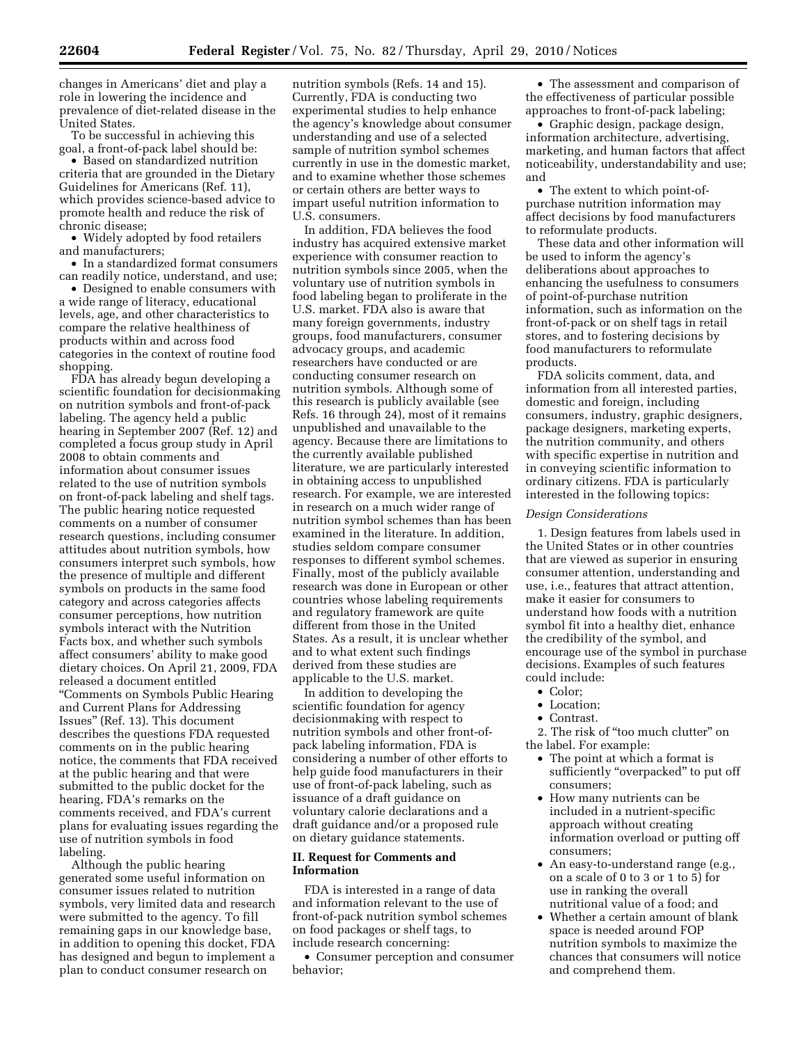changes in Americans' diet and play a role in lowering the incidence and prevalence of diet-related disease in the United States.

To be successful in achieving this goal, a front-of-pack label should be:

- Based on standardized nutrition criteria that are grounded in the Dietary Guidelines for Americans (Ref. 11), which provides science-based advice to promote health and reduce the risk of chronic disease;
- Widely adopted by food retailers and manufacturers;
- In a standardized format consumers can readily notice, understand, and use;
- Designed to enable consumers with a wide range of literacy, educational levels, age, and other characteristics to compare the relative healthiness of products within and across food categories in the context of routine food shopping.

FDA has already begun developing a scientific foundation for decisionmaking on nutrition symbols and front-of-pack labeling. The agency held a public hearing in September 2007 (Ref. 12) and completed a focus group study in April 2008 to obtain comments and information about consumer issues related to the use of nutrition symbols on front-of-pack labeling and shelf tags. The public hearing notice requested comments on a number of consumer research questions, including consumer attitudes about nutrition symbols, how consumers interpret such symbols, how the presence of multiple and different symbols on products in the same food category and across categories affects consumer perceptions, how nutrition symbols interact with the Nutrition Facts box, and whether such symbols affect consumers' ability to make good dietary choices. On April 21, 2009, FDA released a document entitled "Comments on Symbols Public Hearing and Current Plans for Addressing Issues" (Ref. 13). This document describes the questions FDA requested comments on in the public hearing notice, the comments that FDA received at the public hearing and that were submitted to the public docket for the hearing, FDA's remarks on the comments received, and FDA's current plans for evaluating issues regarding the use of nutrition symbols in food labeling.

Although the public hearing generated some useful information on consumer issues related to nutrition symbols, very limited data and research were submitted to the agency. To fill remaining gaps in our knowledge base, in addition to opening this docket, FDA has designed and begun to implement a plan to conduct consumer research on nutrition symbols (Refs. 14 and 15). Currently, FDA is conducting two experimental studies to help enhance the agency's knowledge about consumer understanding and use of a selected sample of nutrition symbol schemes currently in use in the domestic market, and to examine whether those schemes or certain others are better ways to impart useful nutrition information to U.S. consumers.

In addition, FDA believes the food industry has acquired extensive market experience with consumer reaction to nutrition symbols since 2005, when the voluntary use of nutrition symbols in food labeling began to proliferate in the U.S. market. FDA also is aware that many foreign governments, industry groups, food manufacturers, consumer advocacy groups, and academic researchers have conducted or are conducting consumer research on nutrition symbols. Although some of this research is publicly available (see Refs. 16 through 24), most of it remains unpublished and unavailable to the agency. Because there are limitations to the currently available published literature, we are particularly interested in obtaining access to unpublished research. For example, we are interested in research on a much wider range of nutrition symbol schemes than has been examined in the literature. In addition, studies seldom compare consumer responses to different symbol schemes. Finally, most of the publicly available research was done in European or other countries whose labeling requirements and regulatory framework are quite different from those in the United States. As a result, it is unclear whether and to what extent such findings derived from these studies are applicable to the U.S. market.

In addition to developing the scientific foundation for agency decisionmaking with respect to nutrition symbols and other front-of-pack labeling information, FDA is considering a number of other efforts to help guide food manufacturers in their use of front-of-pack labeling, such as issuance of a draft guidance on voluntary calorie declarations and a draft guidance and/or a proposed rule on dietary guidance statements.

## II. Request for Comments and Information

FDA is interested in a range of data and information relevant to the use of front-of-pack nutrition symbol schemes on food packages or shelf tags, to include research concerning:

- Consumer perception and consumer behavior;
- The assessment and comparison of the effectiveness of particular possible approaches to front-of-pack labeling;
- Graphic design, package design, information architecture, advertising, marketing, and human factors that affect noticeability, understandability and use; and
- The extent to which point-of-purchase nutrition information may affect decisions by food manufacturers to reformulate products.

These data and other information will be used to inform the agency's deliberations about approaches to enhancing the usefulness to consumers of point-of-purchase nutrition information, such as information on the front-of-pack or on shelf tags in retail stores, and to fostering decisions by food manufacturers to reformulate products.

FDA solicits comment, data, and information from all interested parties, domestic and foreign, including consumers, industry, graphic designers, package designers, marketing experts, the nutrition community, and others with specific expertise in nutrition and in conveying scientific information to ordinary citizens. FDA is particularly interested in the following topics:

*Design Considerations*

1. Design features from labels used in the United States or in other countries that are viewed as superior in ensuring consumer attention, understanding and use, i.e., features that attract attention, make it easier for consumers to understand how foods with a nutrition symbol fit into a healthy diet, enhance the credibility of the symbol, and encourage use of the symbol in purchase decisions. Examples of such features could include:
   - Color;
   - Location;
   - Contrast.
2. The risk of "too much clutter" on the label. For example:
   - The point at which a format is sufficiently "overpacked" to put off consumers;
   - How many nutrients can be included in a nutrient-specific approach without creating information overload or putting off consumers;
   - An easy-to-understand range (e.g., on a scale of 0 to 3 or 1 to 5) for use in ranking the overall nutritional value of a food; and
   - Whether a certain amount of blank space is needed around FOP nutrition symbols to maximize the chances that consumers will notice and comprehend them.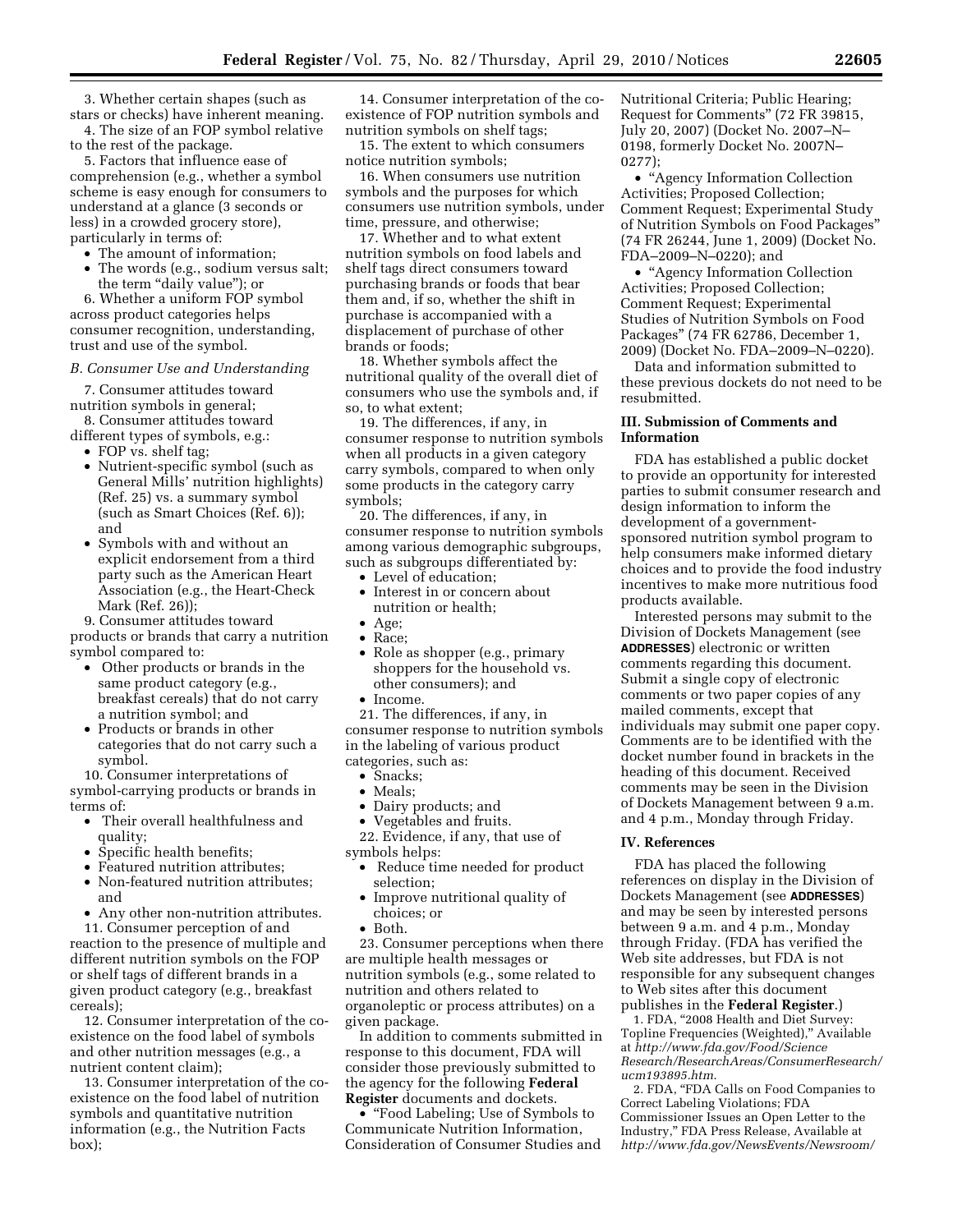3. Whether certain shapes (such as stars or checks) have inherent meaning.

4. The size of an FOP symbol relative to the rest of the package.

5. Factors that influence ease of comprehension (e.g., whether a symbol scheme is easy enough for consumers to understand at a glance (3 seconds or less) in a crowded grocery store), particularly in terms of:

- The amount of information;
- The words (e.g., sodium versus salt; the term "daily value"); or

6. Whether a uniform FOP symbol across product categories helps consumer recognition, understanding, trust and use of the symbol.

*B. Consumer Use and Understanding*

7. Consumer attitudes toward nutrition symbols in general;

8. Consumer attitudes toward different types of symbols, e.g.:

- FOP vs. shelf tag;
- Nutrient-specific symbol (such as General Mills' nutrition highlights) (Ref. 25) vs. a summary symbol (such as Smart Choices (Ref. 6)); and
- Symbols with and without an explicit endorsement from a third party such as the American Heart Association (e.g., the Heart-Check Mark (Ref. 26));

9. Consumer attitudes toward products or brands that carry a nutrition symbol compared to:

- Other products or brands in the same product category (e.g., breakfast cereals) that do not carry a nutrition symbol; and
- Products or brands in other categories that do not carry such a symbol.

10. Consumer interpretations of symbol-carrying products or brands in terms of:

- Their overall healthfulness and quality;
- Specific health benefits;
- Featured nutrition attributes;
- Non-featured nutrition attributes; and
- Any other non-nutrition attributes.

11. Consumer perception of and reaction to the presence of multiple and different nutrition symbols on the FOP or shelf tags of different brands in a given product category (e.g., breakfast cereals);

12. Consumer interpretation of the co-existence on the food label of symbols and other nutrition messages (e.g., a nutrient content claim);

13. Consumer interpretation of the co-existence on the food label of nutrition symbols and quantitative nutrition information (e.g., the Nutrition Facts box);

14. Consumer interpretation of the co-existence of FOP nutrition symbols and nutrition symbols on shelf tags;

15. The extent to which consumers notice nutrition symbols;

16. When consumers use nutrition symbols and the purposes for which consumers use nutrition symbols, under time, pressure, and otherwise;

17. Whether and to what extent nutrition symbols on food labels and shelf tags direct consumers toward purchasing brands or foods that bear them and, if so, whether the shift in purchase is accompanied with a displacement of purchase of other brands or foods;

18. Whether symbols affect the nutritional quality of the overall diet of consumers who use the symbols and, if so, to what extent;

19. The differences, if any, in consumer response to nutrition symbols when all products in a given category carry symbols, compared to when only some products in the category carry symbols;

20. The differences, if any, in consumer response to nutrition symbols among various demographic subgroups, such as subgroups differentiated by:

- Level of education;
- Interest in or concern about nutrition or health;
- Age;
- Race;
- Role as shopper (e.g., primary shoppers for the household vs. other consumers); and
- Income.

21. The differences, if any, in consumer response to nutrition symbols in the labeling of various product categories, such as:

- Snacks;
- Meals;
- Dairy products; and
- Vegetables and fruits.

22. Evidence, if any, that use of symbols helps:

- Reduce time needed for product selection;
- Improve nutritional quality of choices; or
- Both.

23. Consumer perceptions when there are multiple health messages or nutrition symbols (e.g., some related to nutrition and others related to organoleptic or process attributes) on a given package.

In addition to comments submitted in response to this document, FDA will consider those previously submitted to the agency for the following **Federal Register** documents and dockets.

- "Food Labeling; Use of Symbols to Communicate Nutrition Information, Consideration of Consumer Studies and Nutritional Criteria; Public Hearing; Request for Comments" (72 FR 39815, July 20, 2007) (Docket No. 2007–N–0198, formerly Docket No. 2007N–0277);
- "Agency Information Collection Activities; Proposed Collection; Comment Request; Experimental Study of Nutrition Symbols on Food Packages" (74 FR 26244, June 1, 2009) (Docket No. FDA–2009–N–0220); and
- "Agency Information Collection Activities; Proposed Collection; Comment Request; Experimental Studies of Nutrition Symbols on Food Packages" (74 FR 62786, December 1, 2009) (Docket No. FDA–2009–N–0220).

Data and information submitted to these previous dockets do not need to be resubmitted.

## III. Submission of Comments and Information

FDA has established a public docket to provide an opportunity for interested parties to submit consumer research and design information to inform the development of a government-sponsored nutrition symbol program to help consumers make informed dietary choices and to provide the food industry incentives to make more nutritious food products available.

Interested persons may submit to the Division of Dockets Management (see **ADDRESSES**) electronic or written comments regarding this document. Submit a single copy of electronic comments or two paper copies of any mailed comments, except that individuals may submit one paper copy. Comments are to be identified with the docket number found in brackets in the heading of this document. Received comments may be seen in the Division of Dockets Management between 9 a.m. and 4 p.m., Monday through Friday.

## IV. References

FDA has placed the following references on display in the Division of Dockets Management (see **ADDRESSES**) and may be seen by interested persons between 9 a.m. and 4 p.m., Monday through Friday. (FDA has verified the Web site addresses, but FDA is not responsible for any subsequent changes to Web sites after this document publishes in the **Federal Register**.)

1. FDA, "2008 Health and Diet Survey: Topline Frequencies (Weighted)," Available at *http://www.fda.gov/Food/ScienceResearch/ResearchAreas/ConsumerResearch/ucm193895.htm*.

2. FDA, "FDA Calls on Food Companies to Correct Labeling Violations; FDA Commissioner Issues an Open Letter to the Industry," FDA Press Release, Available at *http://www.fda.gov/NewsEvents/Newsroom/*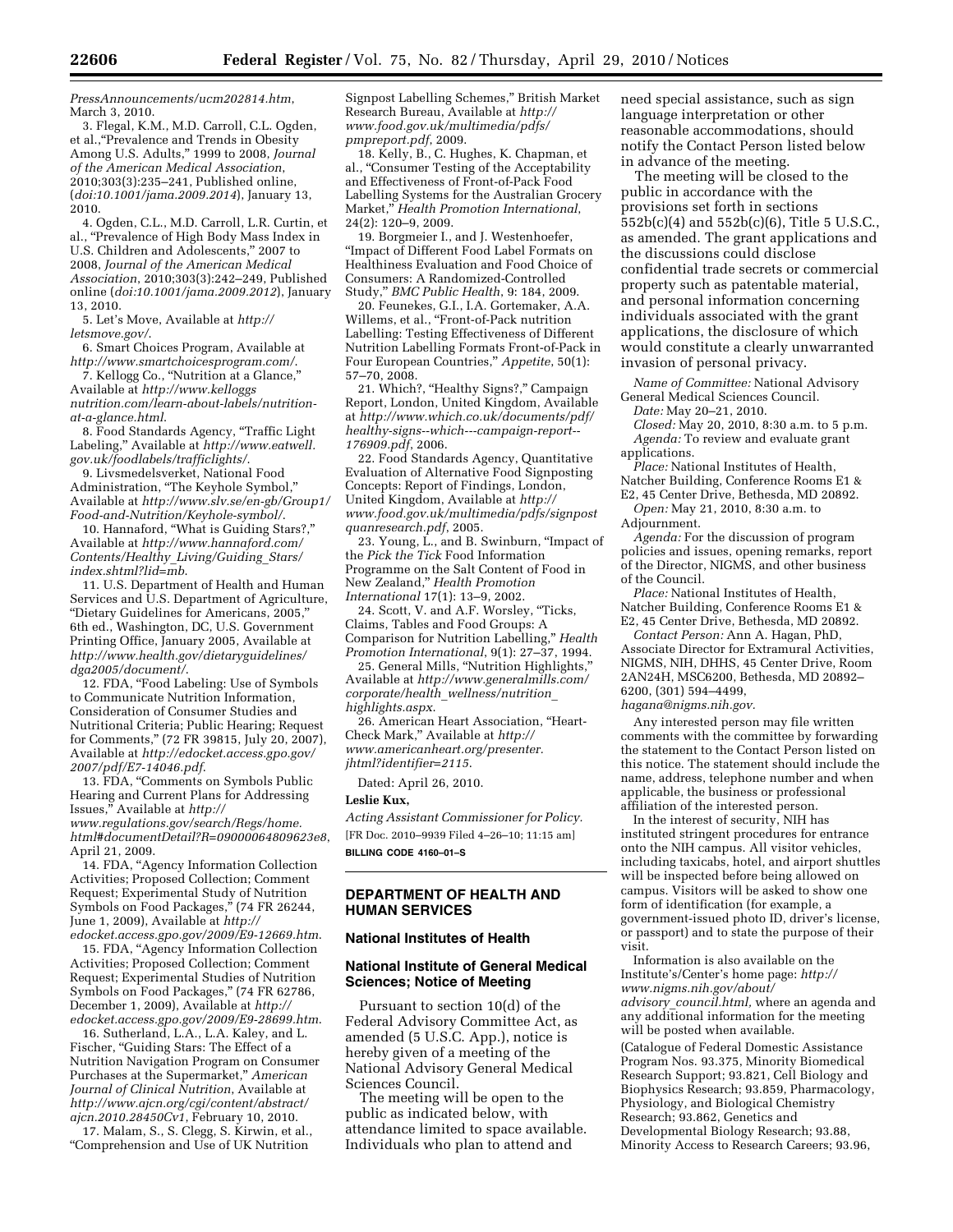*PressAnnouncements/ucm202814.htm*, March 3, 2010.

3. Flegal, K.M., M.D. Carroll, C.L. Ogden, et al.,"Prevalence and Trends in Obesity Among U.S. Adults," 1999 to 2008, *Journal of the American Medical Association*, 2010;303(3):235–241, Published online, (*doi:10.1001/jama.2009.2014*), January 13, 2010.

4. Ogden, C.L., M.D. Carroll, L.R. Curtin, et al., "Prevalence of High Body Mass Index in U.S. Children and Adolescents," 2007 to 2008, *Journal of the American Medical Association*, 2010;303(3):242–249, Published online (*doi:10.1001/jama.2009.2012*), January 13, 2010.

5. Let's Move, Available at *http://letsmove.gov/*.

6. Smart Choices Program, Available at *http://www.smartchoicesprogram.com/*.

7. Kellogg Co., "Nutrition at a Glance," Available at *http://www.kelloggs nutrition.com/learn-about-labels/nutrition-at-a-glance.html*.

8. Food Standards Agency, "Traffic Light Labeling," Available at *http://www.eatwell.gov.uk/foodlabels/trafficlights/*.

9. Livsmedelsverket, National Food Administration, "The Keyhole Symbol," Available at *http://www.slv.se/en-gb/Group1/Food-and-Nutrition/Keyhole-symbol/*.

10. Hannaford, "What is Guiding Stars?," Available at *http://www.hannaford.com/Contents/Healthy_Living/Guiding_Stars/index.shtml?lid=mb*.

11. U.S. Department of Health and Human Services and U.S. Department of Agriculture, "Dietary Guidelines for Americans, 2005," 6th ed., Washington, DC, U.S. Government Printing Office, January 2005, Available at *http://www.health.gov/dietaryguidelines/dga2005/document/*.

12. FDA, "Food Labeling: Use of Symbols to Communicate Nutrition Information, Consideration of Consumer Studies and Nutritional Criteria; Public Hearing; Request for Comments," (72 FR 39815, July 20, 2007), Available at *http://edocket.access.gpo.gov/2007/pdf/E7-14046.pdf*.

13. FDA, "Comments on Symbols Public Hearing and Current Plans for Addressing Issues," Available at *http://www.regulations.gov/search/Regs/home.html#documentDetail?R=09000064809623e8*, April 21, 2009.

14. FDA, "Agency Information Collection Activities; Proposed Collection; Comment Request; Experimental Study of Nutrition Symbols on Food Packages," (74 FR 26244, June 1, 2009), Available at *http://edocket.access.gpo.gov/2009/E9-12669.htm*.

15. FDA, "Agency Information Collection Activities; Proposed Collection; Comment Request; Experimental Studies of Nutrition Symbols on Food Packages," (74 FR 62786, December 1, 2009), Available at *http://edocket.access.gpo.gov/2009/E9-28699.htm*.

16. Sutherland, L.A., L.A. Kaley, and L. Fischer, "Guiding Stars: The Effect of a Nutrition Navigation Program on Consumer Purchases at the Supermarket," *American Journal of Clinical Nutrition*, Available at *http://www.ajcn.org/cgi/content/abstract/ajcn.2010.28450Cv1*, February 10, 2010.

17. Malam, S., S. Clegg, S. Kirwin, et al., "Comprehension and Use of UK Nutrition Signpost Labelling Schemes," British Market Research Bureau, Available at *http://www.food.gov.uk/multimedia/pdfs/pmpreport.pdf*, 2009.

18. Kelly, B., C. Hughes, K. Chapman, et al., "Consumer Testing of the Acceptability and Effectiveness of Front-of-Pack Food Labelling Systems for the Australian Grocery Market," *Health Promotion International*, 24(2): 120–9, 2009.

19. Borgmeier I., and J. Westenhoefer, "Impact of Different Food Label Formats on Healthiness Evaluation and Food Choice of Consumers: A Randomized-Controlled Study," *BMC Public Health*, 9: 184, 2009.

20. Feunekes, G.I., I.A. Gortemaker, A.A. Willems, et al., "Front-of-Pack nutrition Labelling: Testing Effectiveness of Different Nutrition Labelling Formats Front-of-Pack in Four European Countries," *Appetite*, 50(1): 57–70, 2008.

21. Which?, "Healthy Signs?," Campaign Report, London, United Kingdom, Available at *http://www.which.co.uk/documents/pdf/healthy-signs--which---campaign-report--176909.pdf*, 2006.

22. Food Standards Agency, Quantitative Evaluation of Alternative Food Signposting Concepts: Report of Findings, London, United Kingdom, Available at *http://www.food.gov.uk/multimedia/pdfs/signpost quanresearch.pdf*, 2005.

23. Young, L., and B. Swinburn, "Impact of the *Pick the Tick* Food Information Programme on the Salt Content of Food in New Zealand," *Health Promotion International* 17(1): 13–9, 2002.

24. Scott, V. and A.F. Worsley, "Ticks, Claims, Tables and Food Groups: A Comparison for Nutrition Labelling," *Health Promotion International*, 9(1): 27–37, 1994.

25. General Mills, "Nutrition Highlights," Available at *http://www.generalmills.com/corporate/health_wellness/nutrition_highlights.aspx*.

26. American Heart Association, "Heart-Check Mark," Available at *http://www.americanheart.org/presenter.jhtml?identifier=2115*.

Dated: April 26, 2010.

**Leslie Kux,**

*Acting Assistant Commissioner for Policy.*

[FR Doc. 2010–9939 Filed 4–26–10; 11:15 am]

**BILLING CODE 4160–01–S**

## DEPARTMENT OF HEALTH AND HUMAN SERVICES

### National Institutes of Health

### National Institute of General Medical Sciences; Notice of Meeting

Pursuant to section 10(d) of the Federal Advisory Committee Act, as amended (5 U.S.C. App.), notice is hereby given of a meeting of the National Advisory General Medical Sciences Council.

The meeting will be open to the public as indicated below, with attendance limited to space available. Individuals who plan to attend and need special assistance, such as sign language interpretation or other reasonable accommodations, should notify the Contact Person listed below in advance of the meeting.

The meeting will be closed to the public in accordance with the provisions set forth in sections 552b(c)(4) and 552b(c)(6), Title 5 U.S.C., as amended. The grant applications and the discussions could disclose confidential trade secrets or commercial property such as patentable material, and personal information concerning individuals associated with the grant applications, the disclosure of which would constitute a clearly unwarranted invasion of personal privacy.

*Name of Committee:* National Advisory General Medical Sciences Council.

*Date:* May 20–21, 2010.

*Closed:* May 20, 2010, 8:30 a.m. to 5 p.m.

*Agenda:* To review and evaluate grant applications.

*Place:* National Institutes of Health, Natcher Building, Conference Rooms E1 & E2, 45 Center Drive, Bethesda, MD 20892.

*Open:* May 21, 2010, 8:30 a.m. to Adjournment.

*Agenda:* For the discussion of program policies and issues, opening remarks, report of the Director, NIGMS, and other business of the Council.

*Place:* National Institutes of Health, Natcher Building, Conference Rooms E1 & E2, 45 Center Drive, Bethesda, MD 20892.

*Contact Person:* Ann A. Hagan, PhD, Associate Director for Extramural Activities, NIGMS, NIH, DHHS, 45 Center Drive, Room 2AN24H, MSC6200, Bethesda, MD 20892–6200, (301) 594–4499, *hagana@nigms.nih.gov.*

Any interested person may file written comments with the committee by forwarding the statement to the Contact Person listed on this notice. The statement should include the name, address, telephone number and when applicable, the business or professional affiliation of the interested person.

In the interest of security, NIH has instituted stringent procedures for entrance onto the NIH campus. All visitor vehicles, including taxicabs, hotel, and airport shuttles will be inspected before being allowed on campus. Visitors will be asked to show one form of identification (for example, a government-issued photo ID, driver's license, or passport) and to state the purpose of their visit.

Information is also available on the Institute's/Center's home page: *http://www.nigms.nih.gov/about/advisory_council.html,* where an agenda and any additional information for the meeting will be posted when available.

(Catalogue of Federal Domestic Assistance Program Nos. 93.375, Minority Biomedical Research Support; 93.821, Cell Biology and Biophysics Research; 93.859, Pharmacology, Physiology, and Biological Chemistry Research; 93.862, Genetics and Developmental Biology Research; 93.88, Minority Access to Research Careers; 93.96,